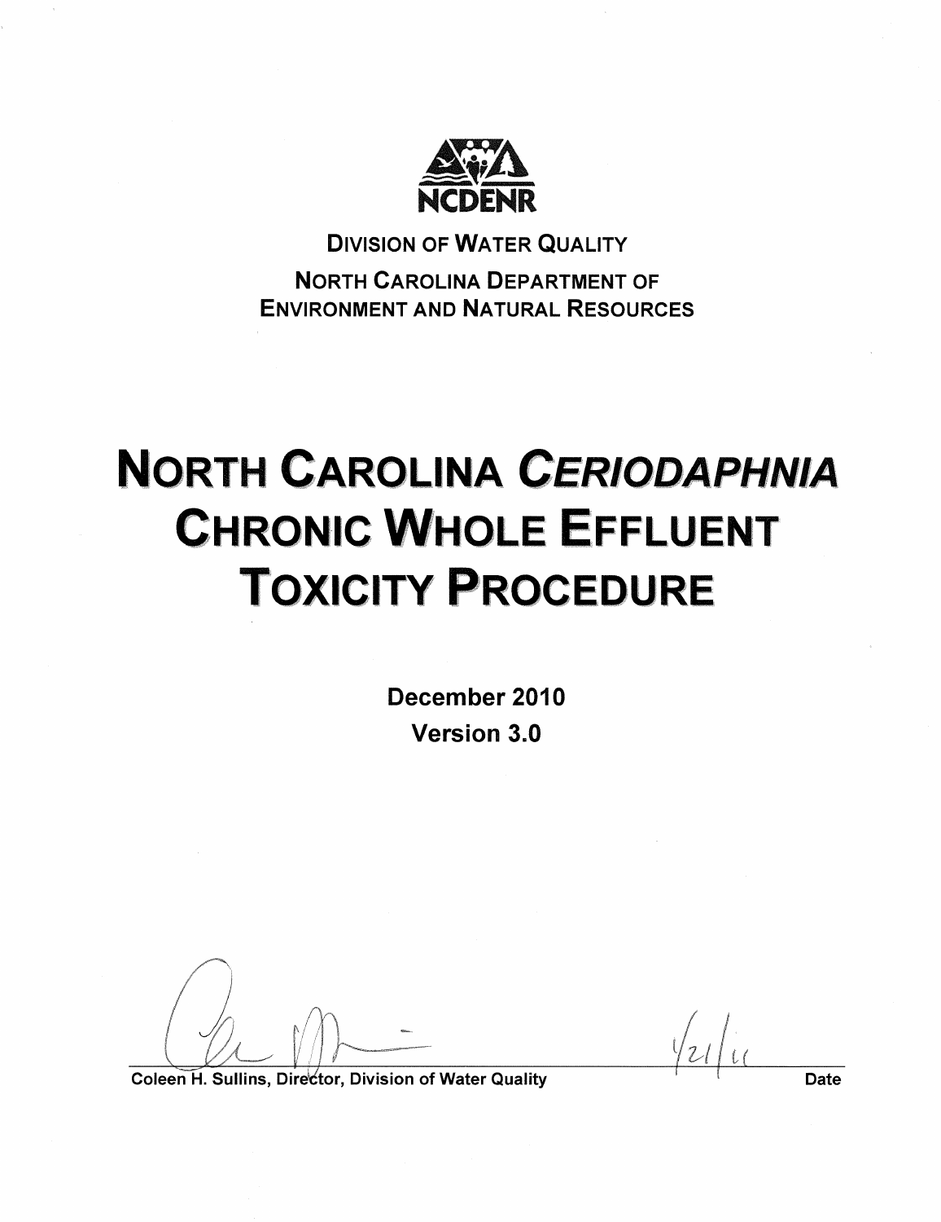NCDENR

DIVISION OF WATER QUALITY

NORTH CAROLINA DEPARTMENT OF ENVIRONMENT AND NATURAL RESOURCES

# NORTH CAROLINA *CERIODAPHNIA* CHRONIC WHOLE EFFLUENT TOXICITY PROCEDURE

**December 2010**

**Version 3.0**

Coleen H. Sullins, Director, Division of Water Quality

1/21/11

Date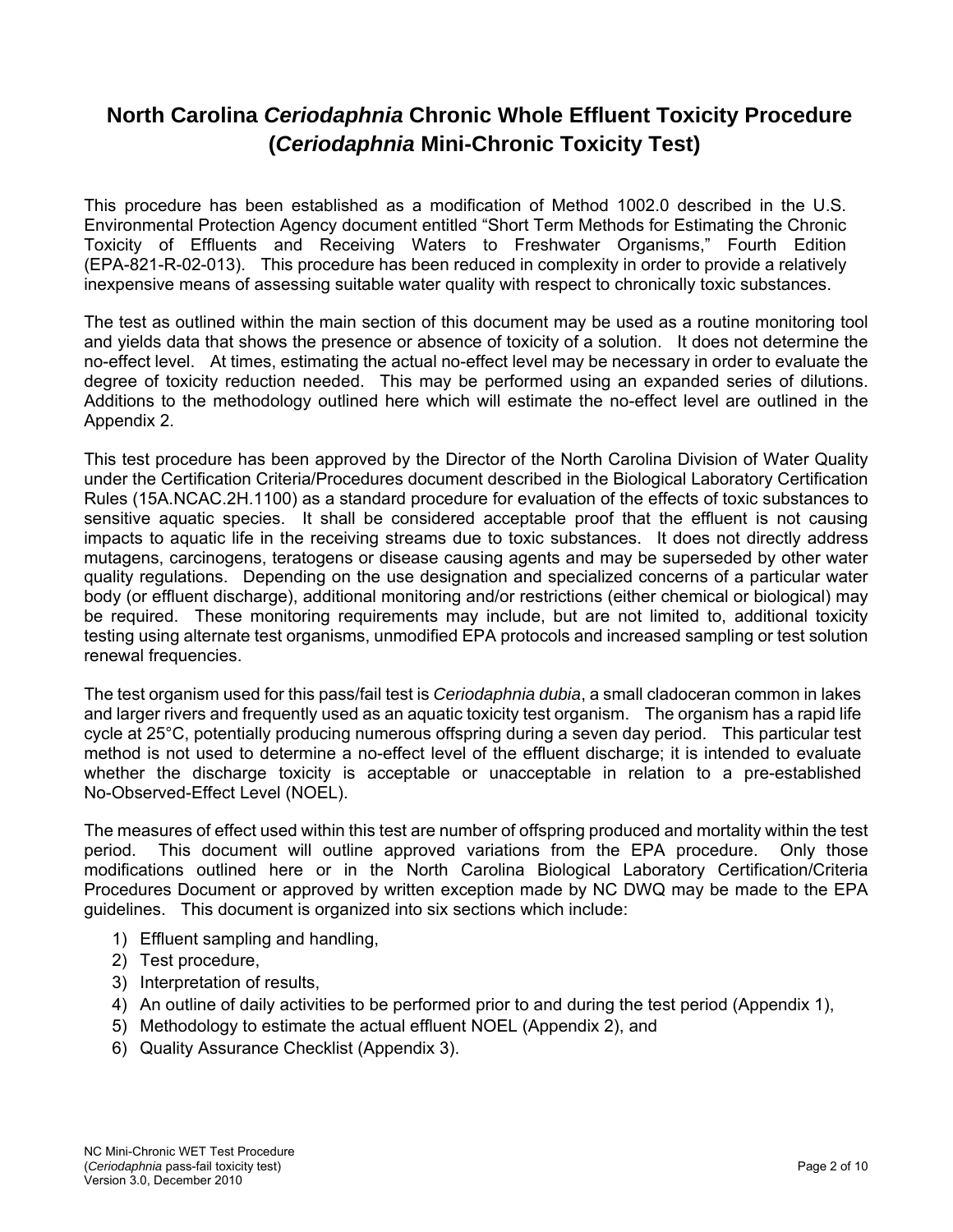# North Carolina *Ceriodaphnia* Chronic Whole Effluent Toxicity Procedure (*Ceriodaphnia* Mini-Chronic Toxicity Test)

This procedure has been established as a modification of Method 1002.0 described in the U.S. Environmental Protection Agency document entitled "Short Term Methods for Estimating the Chronic Toxicity of Effluents and Receiving Waters to Freshwater Organisms," Fourth Edition (EPA-821-R-02-013). This procedure has been reduced in complexity in order to provide a relatively inexpensive means of assessing suitable water quality with respect to chronically toxic substances.

The test as outlined within the main section of this document may be used as a routine monitoring tool and yields data that shows the presence or absence of toxicity of a solution. It does not determine the no-effect level. At times, estimating the actual no-effect level may be necessary in order to evaluate the degree of toxicity reduction needed. This may be performed using an expanded series of dilutions. Additions to the methodology outlined here which will estimate the no-effect level are outlined in the Appendix 2.

This test procedure has been approved by the Director of the North Carolina Division of Water Quality under the Certification Criteria/Procedures document described in the Biological Laboratory Certification Rules (15A.NCAC.2H.1100) as a standard procedure for evaluation of the effects of toxic substances to sensitive aquatic species. It shall be considered acceptable proof that the effluent is not causing impacts to aquatic life in the receiving streams due to toxic substances. It does not directly address mutagens, carcinogens, teratogens or disease causing agents and may be superseded by other water quality regulations. Depending on the use designation and specialized concerns of a particular water body (or effluent discharge), additional monitoring and/or restrictions (either chemical or biological) may be required. These monitoring requirements may include, but are not limited to, additional toxicity testing using alternate test organisms, unmodified EPA protocols and increased sampling or test solution renewal frequencies.

The test organism used for this pass/fail test is *Ceriodaphnia dubia*, a small cladoceran common in lakes and larger rivers and frequently used as an aquatic toxicity test organism. The organism has a rapid life cycle at 25°C, potentially producing numerous offspring during a seven day period. This particular test method is not used to determine a no-effect level of the effluent discharge; it is intended to evaluate whether the discharge toxicity is acceptable or unacceptable in relation to a pre-established No-Observed-Effect Level (NOEL).

The measures of effect used within this test are number of offspring produced and mortality within the test period. This document will outline approved variations from the EPA procedure. Only those modifications outlined here or in the North Carolina Biological Laboratory Certification/Criteria Procedures Document or approved by written exception made by NC DWQ may be made to the EPA guidelines. This document is organized into six sections which include:

1) Effluent sampling and handling,
2) Test procedure,
3) Interpretation of results,
4) An outline of daily activities to be performed prior to and during the test period (Appendix 1),
5) Methodology to estimate the actual effluent NOEL (Appendix 2), and
6) Quality Assurance Checklist (Appendix 3).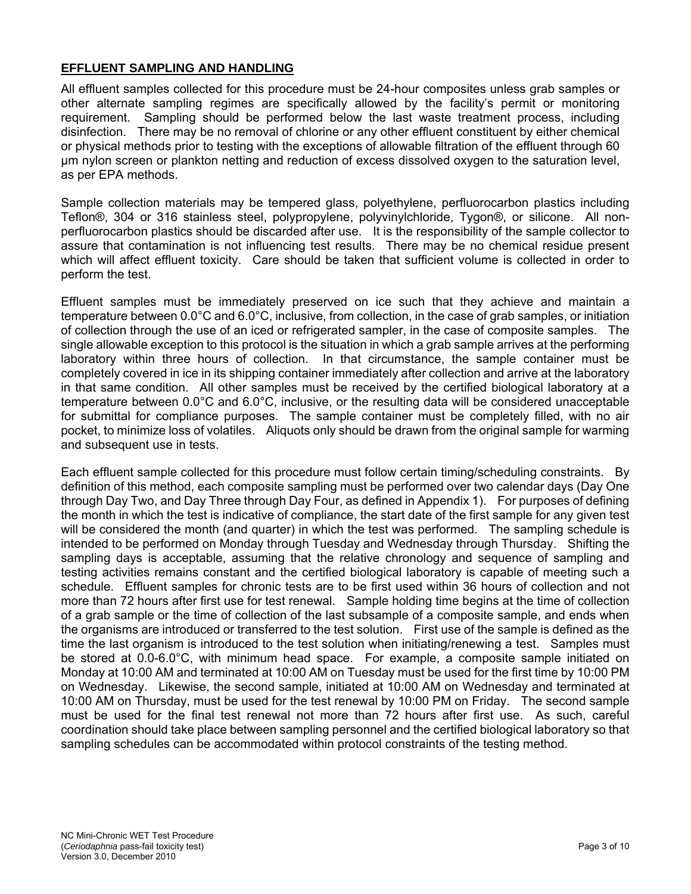## EFFLUENT SAMPLING AND HANDLING

All effluent samples collected for this procedure must be 24-hour composites unless grab samples or other alternate sampling regimes are specifically allowed by the facility's permit or monitoring requirement. Sampling should be performed below the last waste treatment process, including disinfection. There may be no removal of chlorine or any other effluent constituent by either chemical or physical methods prior to testing with the exceptions of allowable filtration of the effluent through 60 µm nylon screen or plankton netting and reduction of excess dissolved oxygen to the saturation level, as per EPA methods.

Sample collection materials may be tempered glass, polyethylene, perfluorocarbon plastics including Teflon®, 304 or 316 stainless steel, polypropylene, polyvinylchloride, Tygon®, or silicone. All non-perfluorocarbon plastics should be discarded after use. It is the responsibility of the sample collector to assure that contamination is not influencing test results. There may be no chemical residue present which will affect effluent toxicity. Care should be taken that sufficient volume is collected in order to perform the test.

Effluent samples must be immediately preserved on ice such that they achieve and maintain a temperature between 0.0°C and 6.0°C, inclusive, from collection, in the case of grab samples, or initiation of collection through the use of an iced or refrigerated sampler, in the case of composite samples. The single allowable exception to this protocol is the situation in which a grab sample arrives at the performing laboratory within three hours of collection. In that circumstance, the sample container must be completely covered in ice in its shipping container immediately after collection and arrive at the laboratory in that same condition. All other samples must be received by the certified biological laboratory at a temperature between 0.0°C and 6.0°C, inclusive, or the resulting data will be considered unacceptable for submittal for compliance purposes. The sample container must be completely filled, with no air pocket, to minimize loss of volatiles. Aliquots only should be drawn from the original sample for warming and subsequent use in tests.

Each effluent sample collected for this procedure must follow certain timing/scheduling constraints. By definition of this method, each composite sampling must be performed over two calendar days (Day One through Day Two, and Day Three through Day Four, as defined in Appendix 1). For purposes of defining the month in which the test is indicative of compliance, the start date of the first sample for any given test will be considered the month (and quarter) in which the test was performed. The sampling schedule is intended to be performed on Monday through Tuesday and Wednesday through Thursday. Shifting the sampling days is acceptable, assuming that the relative chronology and sequence of sampling and testing activities remains constant and the certified biological laboratory is capable of meeting such a schedule. Effluent samples for chronic tests are to be first used within 36 hours of collection and not more than 72 hours after first use for test renewal. Sample holding time begins at the time of collection of a grab sample or the time of collection of the last subsample of a composite sample, and ends when the organisms are introduced or transferred to the test solution. First use of the sample is defined as the time the last organism is introduced to the test solution when initiating/renewing a test. Samples must be stored at 0.0-6.0°C, with minimum head space. For example, a composite sample initiated on Monday at 10:00 AM and terminated at 10:00 AM on Tuesday must be used for the first time by 10:00 PM on Wednesday. Likewise, the second sample, initiated at 10:00 AM on Wednesday and terminated at 10:00 AM on Thursday, must be used for the test renewal by 10:00 PM on Friday. The second sample must be used for the final test renewal not more than 72 hours after first use. As such, careful coordination should take place between sampling personnel and the certified biological laboratory so that sampling schedules can be accommodated within protocol constraints of the testing method.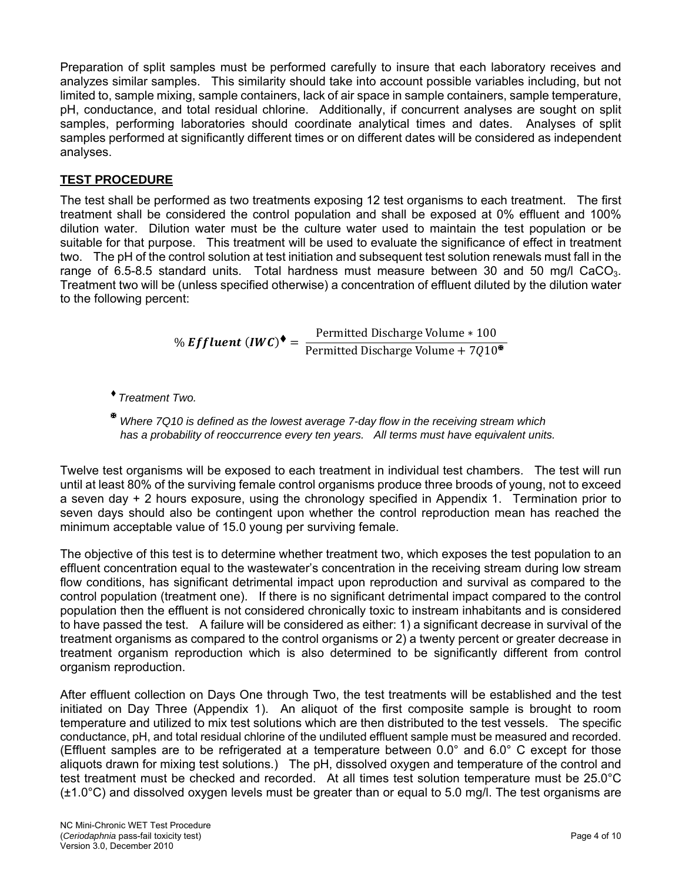Preparation of split samples must be performed carefully to insure that each laboratory receives and analyzes similar samples. This similarity should take into account possible variables including, but not limited to, sample mixing, sample containers, lack of air space in sample containers, sample temperature, pH, conductance, and total residual chlorine. Additionally, if concurrent analyses are sought on split samples, performing laboratories should coordinate analytical times and dates. Analyses of split samples performed at significantly different times or on different dates will be considered as independent analyses.

## TEST PROCEDURE

The test shall be performed as two treatments exposing 12 test organisms to each treatment. The first treatment shall be considered the control population and shall be exposed at 0% effluent and 100% dilution water. Dilution water must be the culture water used to maintain the test population or be suitable for that purpose. This treatment will be used to evaluate the significance of effect in treatment two. The pH of the control solution at test initiation and subsequent test solution renewals must fall in the range of 6.5-8.5 standard units. Total hardness must measure between 30 and 50 mg/l $CaCO_3$. Treatment two will be (unless specified otherwise) a concentration of effluent diluted by the dilution water to the following percent:

$$\%\,\boldsymbol{Effluent\ (IWC)}^{\blacklozenge} = \frac{\text{Permitted Discharge Volume} * 100}{\text{Permitted Discharge Volume} + 7Q10^{❋}}$$

♦ *Treatment Two.*

❋ *Where 7Q10 is defined as the lowest average 7-day flow in the receiving stream which has a probability of reoccurrence every ten years. All terms must have equivalent units.*

Twelve test organisms will be exposed to each treatment in individual test chambers. The test will run until at least 80% of the surviving female control organisms produce three broods of young, not to exceed a seven day + 2 hours exposure, using the chronology specified in Appendix 1. Termination prior to seven days should also be contingent upon whether the control reproduction mean has reached the minimum acceptable value of 15.0 young per surviving female.

The objective of this test is to determine whether treatment two, which exposes the test population to an effluent concentration equal to the wastewater's concentration in the receiving stream during low stream flow conditions, has significant detrimental impact upon reproduction and survival as compared to the control population (treatment one). If there is no significant detrimental impact compared to the control population then the effluent is not considered chronically toxic to instream inhabitants and is considered to have passed the test. A failure will be considered as either: 1) a significant decrease in survival of the treatment organisms as compared to the control organisms or 2) a twenty percent or greater decrease in treatment organism reproduction which is also determined to be significantly different from control organism reproduction.

After effluent collection on Days One through Two, the test treatments will be established and the test initiated on Day Three (Appendix 1). An aliquot of the first composite sample is brought to room temperature and utilized to mix test solutions which are then distributed to the test vessels. The specific conductance, pH, and total residual chlorine of the undiluted effluent sample must be measured and recorded. (Effluent samples are to be refrigerated at a temperature between 0.0° and 6.0° C except for those aliquots drawn for mixing test solutions.) The pH, dissolved oxygen and temperature of the control and test treatment must be checked and recorded. At all times test solution temperature must be 25.0°C (±1.0°C) and dissolved oxygen levels must be greater than or equal to 5.0 mg/l. The test organisms are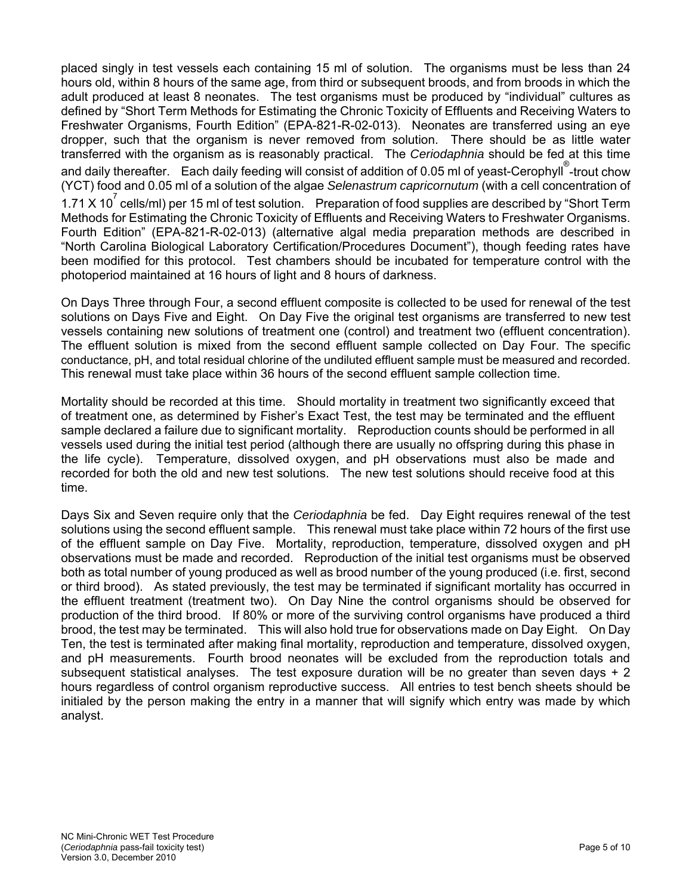placed singly in test vessels each containing 15 ml of solution. The organisms must be less than 24 hours old, within 8 hours of the same age, from third or subsequent broods, and from broods in which the adult produced at least 8 neonates. The test organisms must be produced by "individual" cultures as defined by "Short Term Methods for Estimating the Chronic Toxicity of Effluents and Receiving Waters to Freshwater Organisms, Fourth Edition" (EPA-821-R-02-013). Neonates are transferred using an eye dropper, such that the organism is never removed from solution. There should be as little water transferred with the organism as is reasonably practical. The *Ceriodaphnia* should be fed at this time and daily thereafter. Each daily feeding will consist of addition of 0.05 ml of yeast-Cerophyll®-trout chow (YCT) food and 0.05 ml of a solution of the algae *Selenastrum capricornutum* (with a cell concentration of $1.71 \times 10^7$ cells/ml) per 15 ml of test solution. Preparation of food supplies are described by "Short Term Methods for Estimating the Chronic Toxicity of Effluents and Receiving Waters to Freshwater Organisms. Fourth Edition" (EPA-821-R-02-013) (alternative algal media preparation methods are described in "North Carolina Biological Laboratory Certification/Procedures Document"), though feeding rates have been modified for this protocol. Test chambers should be incubated for temperature control with the photoperiod maintained at 16 hours of light and 8 hours of darkness.

On Days Three through Four, a second effluent composite is collected to be used for renewal of the test solutions on Days Five and Eight. On Day Five the original test organisms are transferred to new test vessels containing new solutions of treatment one (control) and treatment two (effluent concentration). The effluent solution is mixed from the second effluent sample collected on Day Four. The specific conductance, pH, and total residual chlorine of the undiluted effluent sample must be measured and recorded. This renewal must take place within 36 hours of the second effluent sample collection time.

Mortality should be recorded at this time. Should mortality in treatment two significantly exceed that of treatment one, as determined by Fisher's Exact Test, the test may be terminated and the effluent sample declared a failure due to significant mortality. Reproduction counts should be performed in all vessels used during the initial test period (although there are usually no offspring during this phase in the life cycle). Temperature, dissolved oxygen, and pH observations must also be made and recorded for both the old and new test solutions. The new test solutions should receive food at this time.

Days Six and Seven require only that the *Ceriodaphnia* be fed. Day Eight requires renewal of the test solutions using the second effluent sample. This renewal must take place within 72 hours of the first use of the effluent sample on Day Five. Mortality, reproduction, temperature, dissolved oxygen and pH observations must be made and recorded. Reproduction of the initial test organisms must be observed both as total number of young produced as well as brood number of the young produced (i.e. first, second or third brood). As stated previously, the test may be terminated if significant mortality has occurred in the effluent treatment (treatment two). On Day Nine the control organisms should be observed for production of the third brood. If 80% or more of the surviving control organisms have produced a third brood, the test may be terminated. This will also hold true for observations made on Day Eight. On Day Ten, the test is terminated after making final mortality, reproduction and temperature, dissolved oxygen, and pH measurements. Fourth brood neonates will be excluded from the reproduction totals and subsequent statistical analyses. The test exposure duration will be no greater than seven days + 2 hours regardless of control organism reproductive success. All entries to test bench sheets should be initialed by the person making the entry in a manner that will signify which entry was made by which analyst.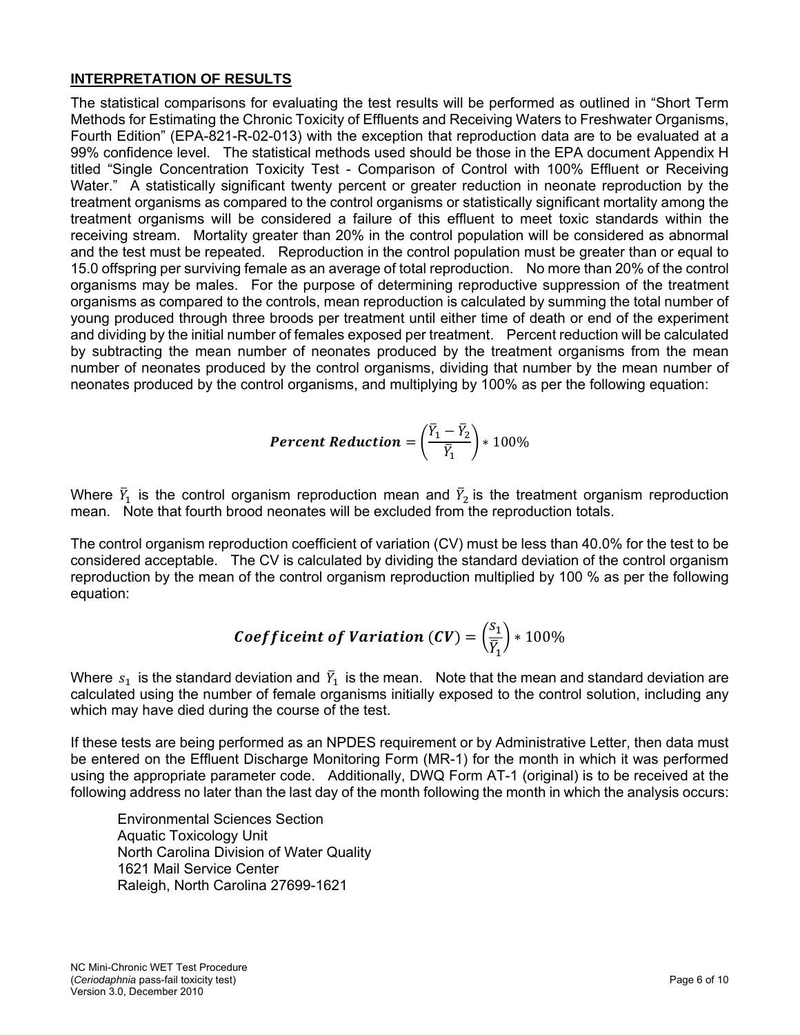## INTERPRETATION OF RESULTS

The statistical comparisons for evaluating the test results will be performed as outlined in "Short Term Methods for Estimating the Chronic Toxicity of Effluents and Receiving Waters to Freshwater Organisms, Fourth Edition" (EPA-821-R-02-013) with the exception that reproduction data are to be evaluated at a 99% confidence level. The statistical methods used should be those in the EPA document Appendix H titled "Single Concentration Toxicity Test - Comparison of Control with 100% Effluent or Receiving Water." A statistically significant twenty percent or greater reduction in neonate reproduction by the treatment organisms as compared to the control organisms or statistically significant mortality among the treatment organisms will be considered a failure of this effluent to meet toxic standards within the receiving stream. Mortality greater than 20% in the control population will be considered as abnormal and the test must be repeated. Reproduction in the control population must be greater than or equal to 15.0 offspring per surviving female as an average of total reproduction. No more than 20% of the control organisms may be males. For the purpose of determining reproductive suppression of the treatment organisms as compared to the controls, mean reproduction is calculated by summing the total number of young produced through three broods per treatment until either time of death or end of the experiment and dividing by the initial number of females exposed per treatment. Percent reduction will be calculated by subtracting the mean number of neonates produced by the treatment organisms from the mean number of neonates produced by the control organisms, dividing that number by the mean number of neonates produced by the control organisms, and multiplying by 100% as per the following equation:

$$\boldsymbol{Percent\ Reduction} = \left(\frac{\bar{Y}_1 - \bar{Y}_2}{\bar{Y}_1}\right) * 100\%$$

Where $\bar{Y}_1$ is the control organism reproduction mean and $\bar{Y}_2$ is the treatment organism reproduction mean. Note that fourth brood neonates will be excluded from the reproduction totals.

The control organism reproduction coefficient of variation (CV) must be less than 40.0% for the test to be considered acceptable. The CV is calculated by dividing the standard deviation of the control organism reproduction by the mean of the control organism reproduction multiplied by 100 % as per the following equation:

$$\boldsymbol{Coefficeint\ of\ Variation\ (CV)} = \left(\frac{s_1}{\bar{Y}_1}\right) * 100\%$$

Where $s_1$ is the standard deviation and $\bar{Y}_1$ is the mean. Note that the mean and standard deviation are calculated using the number of female organisms initially exposed to the control solution, including any which may have died during the course of the test.

If these tests are being performed as an NPDES requirement or by Administrative Letter, then data must be entered on the Effluent Discharge Monitoring Form (MR-1) for the month in which it was performed using the appropriate parameter code. Additionally, DWQ Form AT-1 (original) is to be received at the following address no later than the last day of the month following the month in which the analysis occurs:

Environmental Sciences Section
Aquatic Toxicology Unit
North Carolina Division of Water Quality
1621 Mail Service Center
Raleigh, North Carolina 27699-1621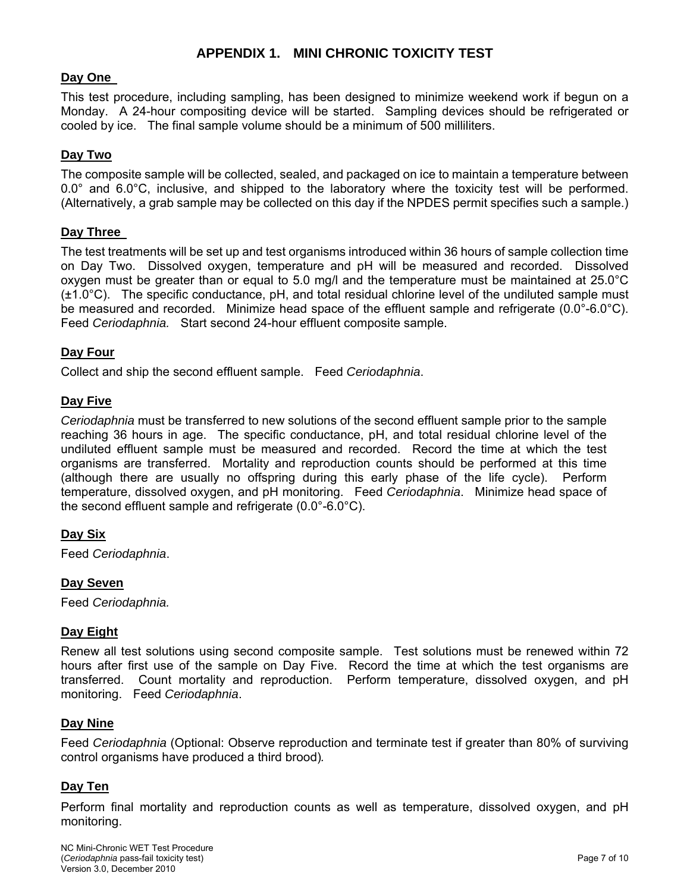# APPENDIX 1. MINI CHRONIC TOXICITY TEST

**Day One**

This test procedure, including sampling, has been designed to minimize weekend work if begun on a Monday. A 24-hour compositing device will be started. Sampling devices should be refrigerated or cooled by ice. The final sample volume should be a minimum of 500 milliliters.

**Day Two**

The composite sample will be collected, sealed, and packaged on ice to maintain a temperature between 0.0° and 6.0°C, inclusive, and shipped to the laboratory where the toxicity test will be performed. (Alternatively, a grab sample may be collected on this day if the NPDES permit specifies such a sample.)

**Day Three**

The test treatments will be set up and test organisms introduced within 36 hours of sample collection time on Day Two. Dissolved oxygen, temperature and pH will be measured and recorded. Dissolved oxygen must be greater than or equal to 5.0 mg/l and the temperature must be maintained at 25.0°C (±1.0°C). The specific conductance, pH, and total residual chlorine level of the undiluted sample must be measured and recorded. Minimize head space of the effluent sample and refrigerate (0.0°-6.0°C). Feed *Ceriodaphnia.* Start second 24-hour effluent composite sample.

**Day Four**

Collect and ship the second effluent sample. Feed *Ceriodaphnia*.

**Day Five**

*Ceriodaphnia* must be transferred to new solutions of the second effluent sample prior to the sample reaching 36 hours in age. The specific conductance, pH, and total residual chlorine level of the undiluted effluent sample must be measured and recorded. Record the time at which the test organisms are transferred. Mortality and reproduction counts should be performed at this time (although there are usually no offspring during this early phase of the life cycle). Perform temperature, dissolved oxygen, and pH monitoring. Feed *Ceriodaphnia*. Minimize head space of the second effluent sample and refrigerate (0.0°-6.0°C).

**Day Six**

Feed *Ceriodaphnia*.

**Day Seven**

Feed *Ceriodaphnia.*

**Day Eight**

Renew all test solutions using second composite sample. Test solutions must be renewed within 72 hours after first use of the sample on Day Five. Record the time at which the test organisms are transferred. Count mortality and reproduction. Perform temperature, dissolved oxygen, and pH monitoring. Feed *Ceriodaphnia*.

**Day Nine**

Feed *Ceriodaphnia* (Optional: Observe reproduction and terminate test if greater than 80% of surviving control organisms have produced a third brood).

**Day Ten**

Perform final mortality and reproduction counts as well as temperature, dissolved oxygen, and pH monitoring.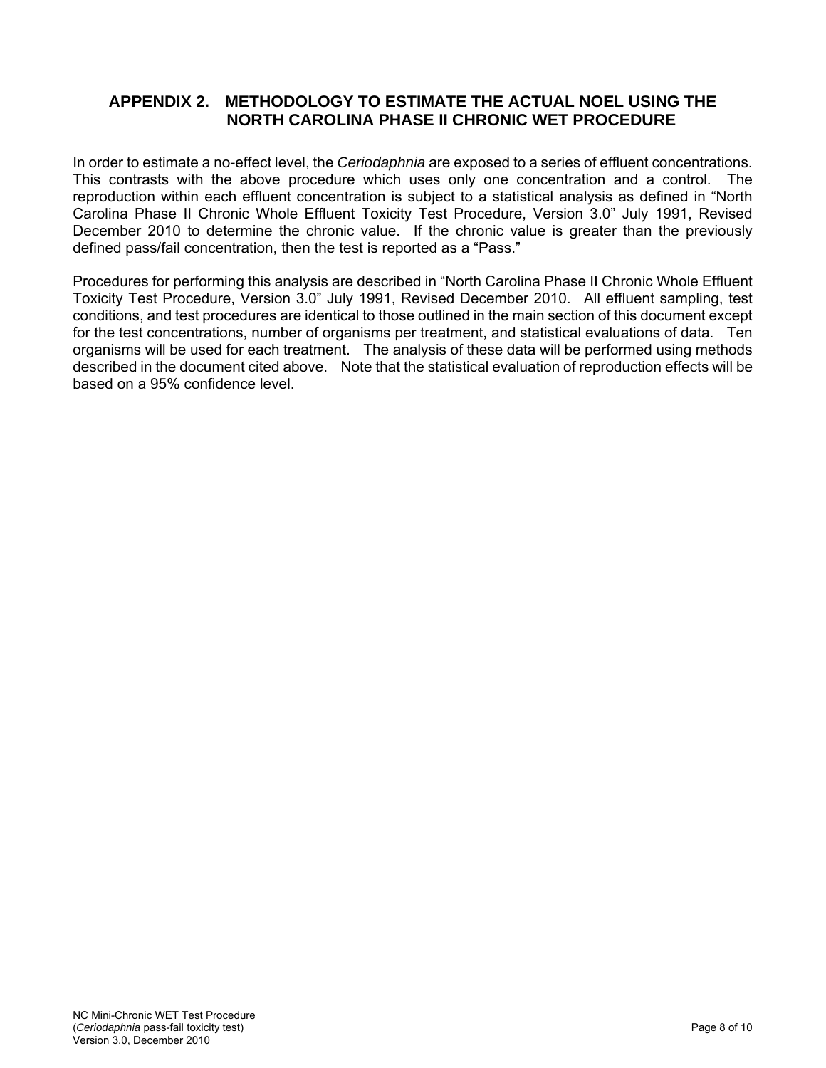## APPENDIX 2. METHODOLOGY TO ESTIMATE THE ACTUAL NOEL USING THE NORTH CAROLINA PHASE II CHRONIC WET PROCEDURE

In order to estimate a no-effect level, the *Ceriodaphnia* are exposed to a series of effluent concentrations. This contrasts with the above procedure which uses only one concentration and a control. The reproduction within each effluent concentration is subject to a statistical analysis as defined in "North Carolina Phase II Chronic Whole Effluent Toxicity Test Procedure, Version 3.0" July 1991, Revised December 2010 to determine the chronic value. If the chronic value is greater than the previously defined pass/fail concentration, then the test is reported as a "Pass."

Procedures for performing this analysis are described in "North Carolina Phase II Chronic Whole Effluent Toxicity Test Procedure, Version 3.0" July 1991, Revised December 2010. All effluent sampling, test conditions, and test procedures are identical to those outlined in the main section of this document except for the test concentrations, number of organisms per treatment, and statistical evaluations of data. Ten organisms will be used for each treatment. The analysis of these data will be performed using methods described in the document cited above. Note that the statistical evaluation of reproduction effects will be based on a 95% confidence level.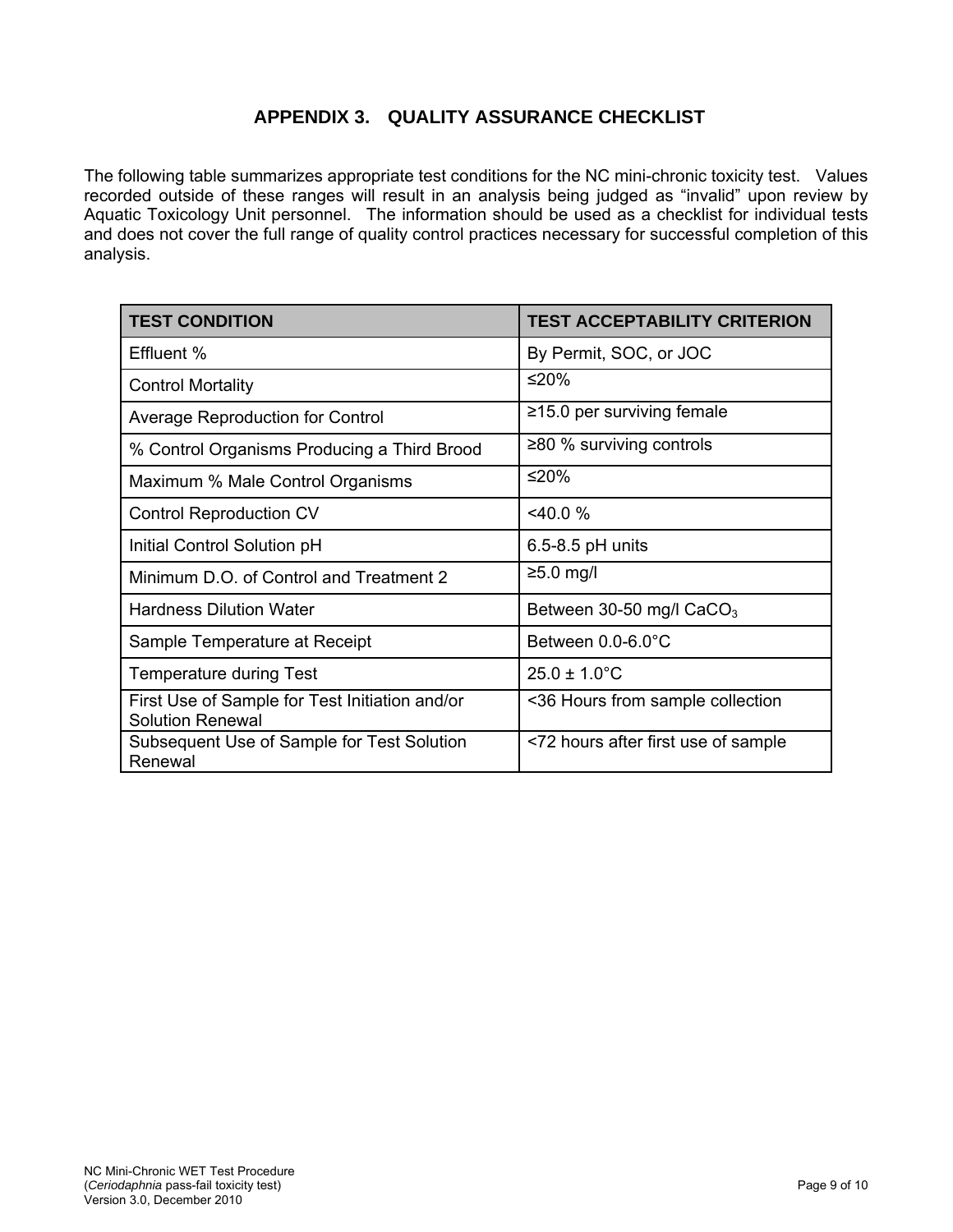## APPENDIX 3. QUALITY ASSURANCE CHECKLIST

The following table summarizes appropriate test conditions for the NC mini-chronic toxicity test. Values recorded outside of these ranges will result in an analysis being judged as "invalid" upon review by Aquatic Toxicology Unit personnel. The information should be used as a checklist for individual tests and does not cover the full range of quality control practices necessary for successful completion of this analysis.

| TEST CONDITION | TEST ACCEPTABILITY CRITERION |
|---|---|
| Effluent % | By Permit, SOC, or JOC |
| Control Mortality | ≤20% |
| Average Reproduction for Control | ≥15.0 per surviving female |
| % Control Organisms Producing a Third Brood | ≥80 % surviving controls |
| Maximum % Male Control Organisms | ≤20% |
| Control Reproduction CV | <40.0 % |
| Initial Control Solution pH | 6.5-8.5 pH units |
| Minimum D.O. of Control and Treatment 2 | ≥5.0 mg/l |
| Hardness Dilution Water | Between 30-50 mg/l $CaCO_3$ |
| Sample Temperature at Receipt | Between 0.0-6.0°C |
| Temperature during Test | 25.0 ± 1.0°C |
| First Use of Sample for Test Initiation and/or Solution Renewal | <36 Hours from sample collection |
| Subsequent Use of Sample for Test Solution Renewal | <72 hours after first use of sample |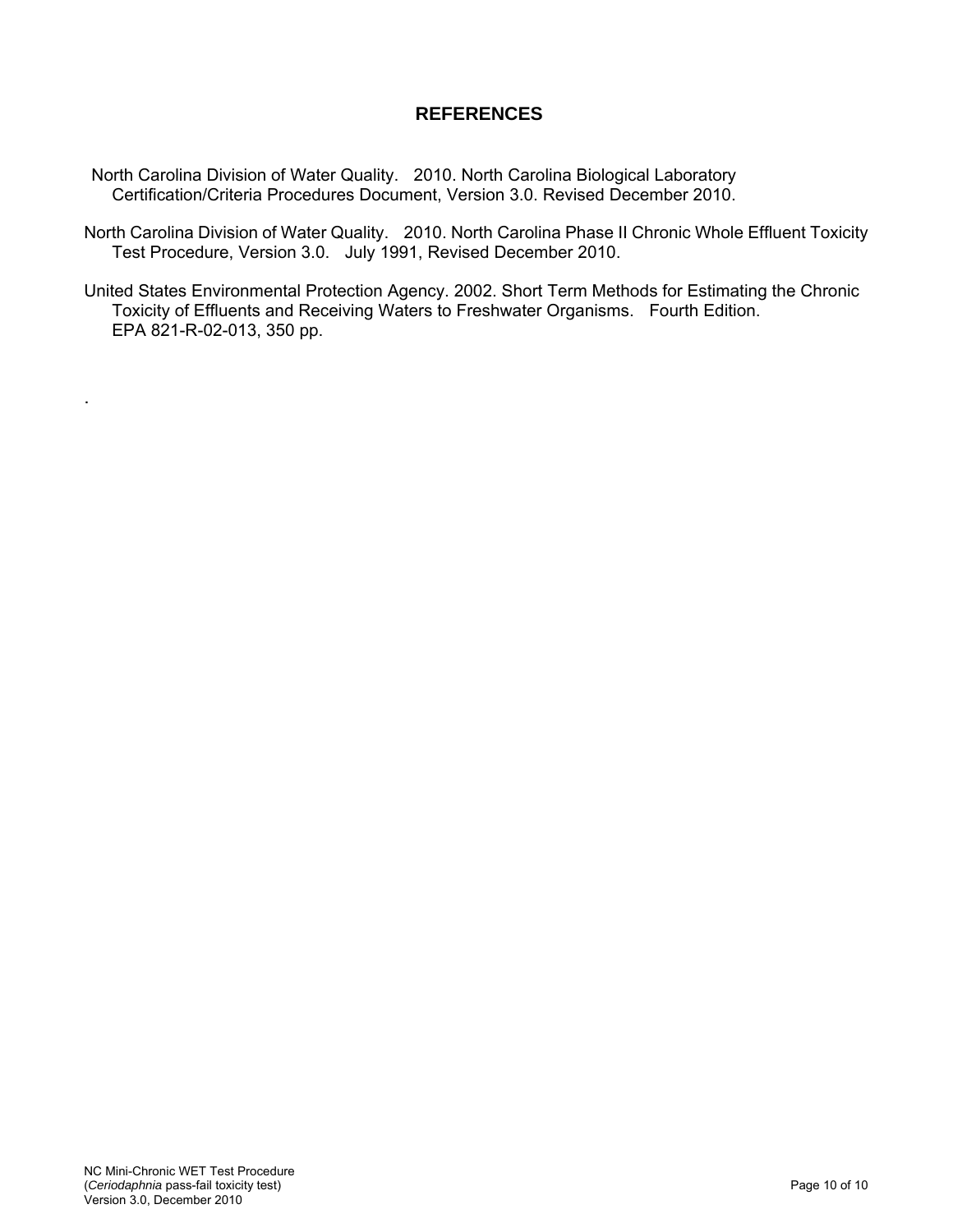# REFERENCES

North Carolina Division of Water Quality. 2010. North Carolina Biological Laboratory Certification/Criteria Procedures Document, Version 3.0. Revised December 2010.

North Carolina Division of Water Quality. 2010. North Carolina Phase II Chronic Whole Effluent Toxicity Test Procedure, Version 3.0. July 1991, Revised December 2010.

United States Environmental Protection Agency. 2002. Short Term Methods for Estimating the Chronic Toxicity of Effluents and Receiving Waters to Freshwater Organisms. Fourth Edition. EPA 821-R-02-013, 350 pp.

.